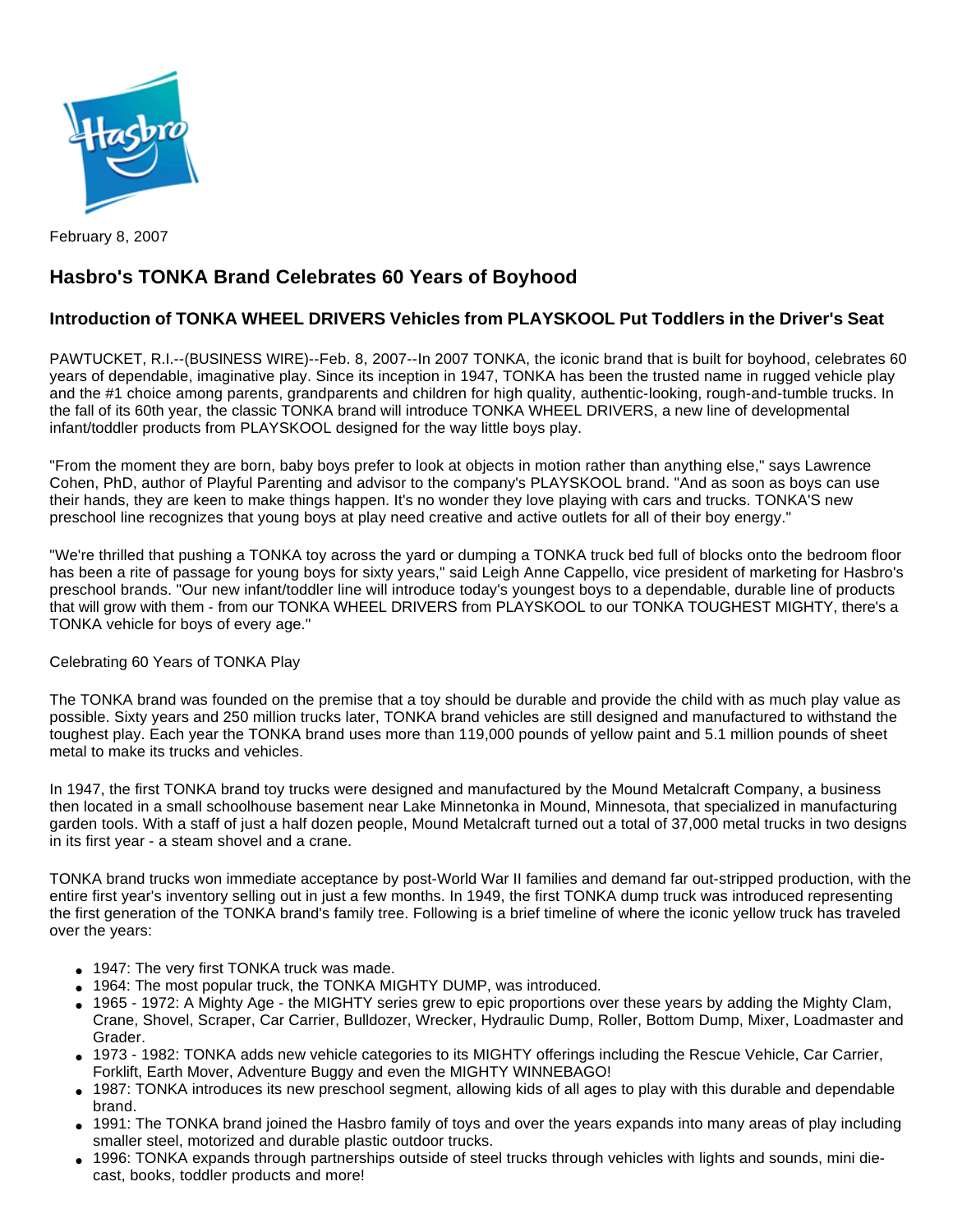February 8, 2007

## Hasbro's TONKA Brand Celebrates 60 Years of Boyhood

### Introduction of TONKA WHEEL DRIVERS Vehicles from PLAYSKOOL Put Toddlers in the Driver's Seat

PAWTUCKET, R.I.--(BUSINESS WIRE)--Feb. 8, 2007--In 2007 TONKA, the iconic brand that is built for boyhood, celebrates 60 years of dependable, imaginative play. Since its inception in 1947, TONKA has been the trusted name in rugged vehicle play and the #1 choice among parents, grandparents and children for high quality, authentic-looking, rough-and-tumble trucks. In the fall of its 60th year, the classic TONKA brand will introduce TONKA WHEEL DRIVERS, a new line of developmental infant/toddler products from PLAYSKOOL designed for the way little boys play.

"From the moment they are born, baby boys prefer to look at objects in motion rather than anything else," says Lawrence Cohen, PhD, author of Playful Parenting and advisor to the company's PLAYSKOOL brand. "And as soon as boys can use their hands, they are keen to make things happen. It's no wonder they love playing with cars and trucks. TONKA'S new preschool line recognizes that young boys at play need creative and active outlets for all of their boy energy."

"We're thrilled that pushing a TONKA toy across the yard or dumping a TONKA truck bed full of blocks onto the bedroom floor has been a rite of passage for young boys for sixty years," said Leigh Anne Cappello, vice president of marketing for Hasbro's preschool brands. "Our new infant/toddler line will introduce today's youngest boys to a dependable, durable line of products that will grow with them - from our TONKA WHEEL DRIVERS from PLAYSKOOL to our TONKA TOUGHEST MIGHTY, there's a TONKA vehicle for boys of every age."

Celebrating 60 Years of TONKA Play

The TONKA brand was founded on the premise that a toy should be durable and provide the child with as much play value as possible. Sixty years and 250 million trucks later, TONKA brand vehicles are still designed and manufactured to withstand the toughest play. Each year the TONKA brand uses more than 119,000 pounds of yellow paint and 5.1 million pounds of sheet metal to make its trucks and vehicles.

In 1947, the first TONKA brand toy trucks were designed and manufactured by the Mound Metalcraft Company, a business then located in a small schoolhouse basement near Lake Minnetonka in Mound, Minnesota, that specialized in manufacturing garden tools. With a staff of just a half dozen people, Mound Metalcraft turned out a total of 37,000 metal trucks in two designs in its first year - a steam shovel and a crane.

TONKA brand trucks won immediate acceptance by post-World War II families and demand far out-stripped production, with the entire first year's inventory selling out in just a few months. In 1949, the first TONKA dump truck was introduced representing the first generation of the TONKA brand's family tree. Following is a brief timeline of where the iconic yellow truck has traveled over the years:

- 1947: The very first TONKA truck was made.
- 1964: The most popular truck, the TONKA MIGHTY DUMP, was introduced.
- 1965 - 1972: A Mighty Age - the MIGHTY series grew to epic proportions over these years by adding the Mighty Clam, Crane, Shovel, Scraper, Car Carrier, Bulldozer, Wrecker, Hydraulic Dump, Roller, Bottom Dump, Mixer, Loadmaster and Grader.
- 1973 - 1982: TONKA adds new vehicle categories to its MIGHTY offerings including the Rescue Vehicle, Car Carrier, Forklift, Earth Mover, Adventure Buggy and even the MIGHTY WINNEBAGO!
- 1987: TONKA introduces its new preschool segment, allowing kids of all ages to play with this durable and dependable brand.
- 1991: The TONKA brand joined the Hasbro family of toys and over the years expands into many areas of play including smaller steel, motorized and durable plastic outdoor trucks.
- 1996: TONKA expands through partnerships outside of steel trucks through vehicles with lights and sounds, mini die-cast, books, toddler products and more!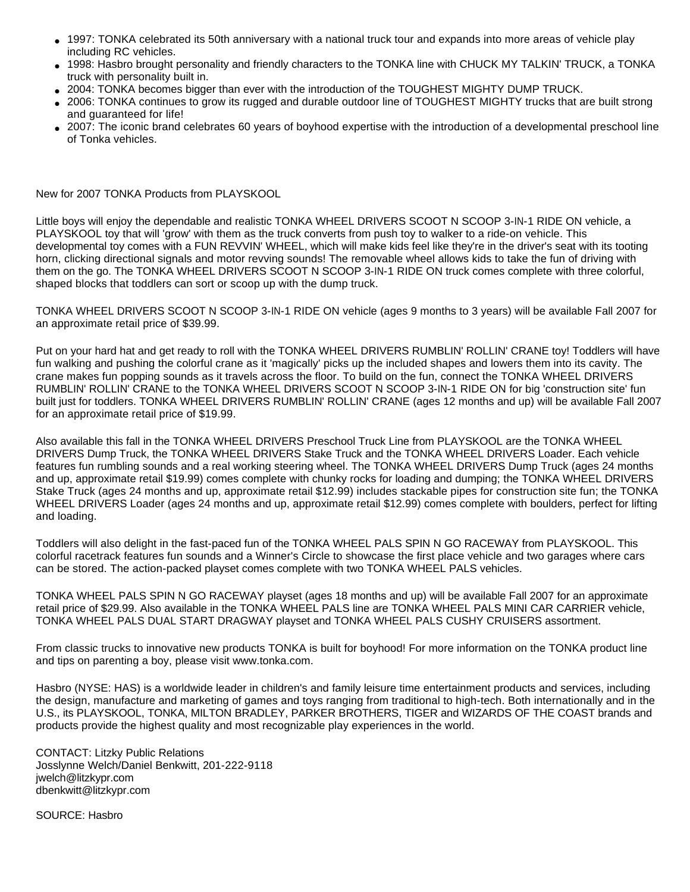- 1997: TONKA celebrated its 50th anniversary with a national truck tour and expands into more areas of vehicle play including RC vehicles.
- 1998: Hasbro brought personality and friendly characters to the TONKA line with CHUCK MY TALKIN' TRUCK, a TONKA truck with personality built in.
- 2004: TONKA becomes bigger than ever with the introduction of the TOUGHEST MIGHTY DUMP TRUCK.
- 2006: TONKA continues to grow its rugged and durable outdoor line of TOUGHEST MIGHTY trucks that are built strong and guaranteed for life!
- 2007: The iconic brand celebrates 60 years of boyhood expertise with the introduction of a developmental preschool line of Tonka vehicles.

New for 2007 TONKA Products from PLAYSKOOL

Little boys will enjoy the dependable and realistic TONKA WHEEL DRIVERS SCOOT N SCOOP 3-IN-1 RIDE ON vehicle, a PLAYSKOOL toy that will 'grow' with them as the truck converts from push toy to walker to a ride-on vehicle. This developmental toy comes with a FUN REVVIN' WHEEL, which will make kids feel like they're in the driver's seat with its tooting horn, clicking directional signals and motor revving sounds! The removable wheel allows kids to take the fun of driving with them on the go. The TONKA WHEEL DRIVERS SCOOT N SCOOP 3-IN-1 RIDE ON truck comes complete with three colorful, shaped blocks that toddlers can sort or scoop up with the dump truck.

TONKA WHEEL DRIVERS SCOOT N SCOOP 3-IN-1 RIDE ON vehicle (ages 9 months to 3 years) will be available Fall 2007 for an approximate retail price of $39.99.

Put on your hard hat and get ready to roll with the TONKA WHEEL DRIVERS RUMBLIN' ROLLIN' CRANE toy! Toddlers will have fun walking and pushing the colorful crane as it 'magically' picks up the included shapes and lowers them into its cavity. The crane makes fun popping sounds as it travels across the floor. To build on the fun, connect the TONKA WHEEL DRIVERS RUMBLIN' ROLLIN' CRANE to the TONKA WHEEL DRIVERS SCOOT N SCOOP 3-IN-1 RIDE ON for big 'construction site' fun built just for toddlers. TONKA WHEEL DRIVERS RUMBLIN' ROLLIN' CRANE (ages 12 months and up) will be available Fall 2007 for an approximate retail price of $19.99.

Also available this fall in the TONKA WHEEL DRIVERS Preschool Truck Line from PLAYSKOOL are the TONKA WHEEL DRIVERS Dump Truck, the TONKA WHEEL DRIVERS Stake Truck and the TONKA WHEEL DRIVERS Loader. Each vehicle features fun rumbling sounds and a real working steering wheel. The TONKA WHEEL DRIVERS Dump Truck (ages 24 months and up, approximate retail $19.99) comes complete with chunky rocks for loading and dumping; the TONKA WHEEL DRIVERS Stake Truck (ages 24 months and up, approximate retail $12.99) includes stackable pipes for construction site fun; the TONKA WHEEL DRIVERS Loader (ages 24 months and up, approximate retail $12.99) comes complete with boulders, perfect for lifting and loading.

Toddlers will also delight in the fast-paced fun of the TONKA WHEEL PALS SPIN N GO RACEWAY from PLAYSKOOL. This colorful racetrack features fun sounds and a Winner's Circle to showcase the first place vehicle and two garages where cars can be stored. The action-packed playset comes complete with two TONKA WHEEL PALS vehicles.

TONKA WHEEL PALS SPIN N GO RACEWAY playset (ages 18 months and up) will be available Fall 2007 for an approximate retail price of $29.99. Also available in the TONKA WHEEL PALS line are TONKA WHEEL PALS MINI CAR CARRIER vehicle, TONKA WHEEL PALS DUAL START DRAGWAY playset and TONKA WHEEL PALS CUSHY CRUISERS assortment.

From classic trucks to innovative new products TONKA is built for boyhood! For more information on the TONKA product line and tips on parenting a boy, please visit www.tonka.com.

Hasbro (NYSE: HAS) is a worldwide leader in children's and family leisure time entertainment products and services, including the design, manufacture and marketing of games and toys ranging from traditional to high-tech. Both internationally and in the U.S., its PLAYSKOOL, TONKA, MILTON BRADLEY, PARKER BROTHERS, TIGER and WIZARDS OF THE COAST brands and products provide the highest quality and most recognizable play experiences in the world.

CONTACT: Litzky Public Relations
Josslynne Welch/Daniel Benkwitt, 201-222-9118
jwelch@litzkypr.com
dbenkwitt@litzkypr.com

SOURCE: Hasbro